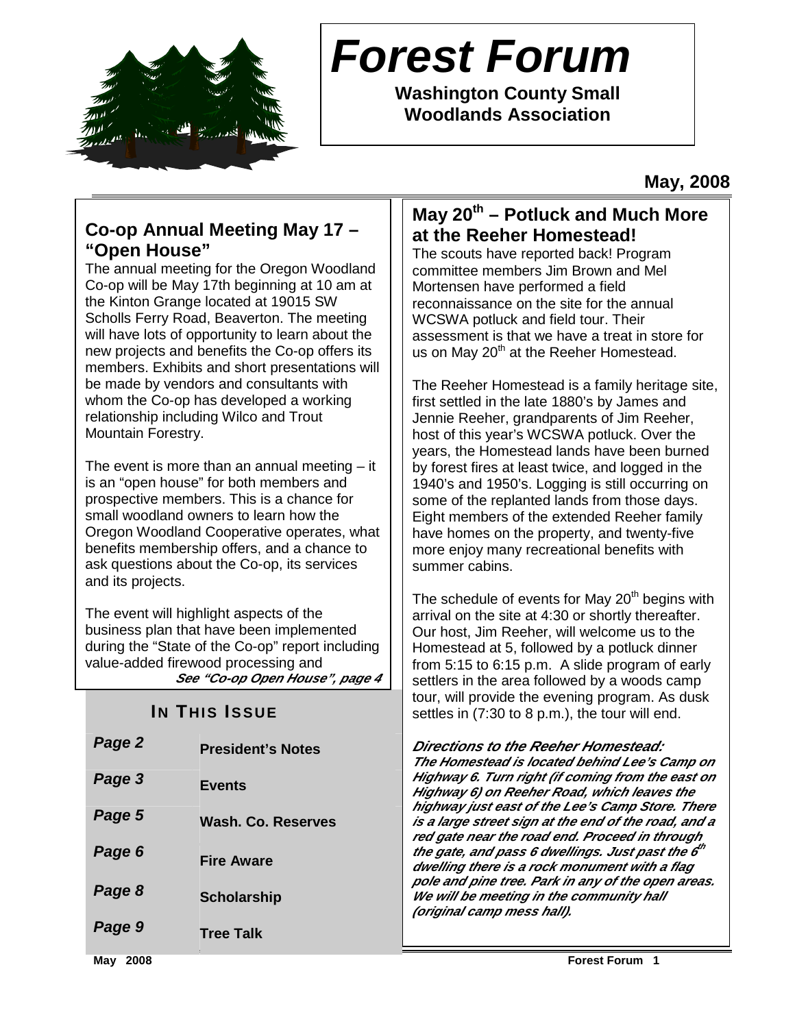# Forest Forum

**Washington County Small Woodlands Association**

**May, 2008**

## Co-op Annual Meeting May 17 – "Open House"

The annual meeting for the Oregon Woodland Co-op will be May 17th beginning at 10 am at the Kinton Grange located at 19015 SW Scholls Ferry Road, Beaverton. The meeting will have lots of opportunity to learn about the new projects and benefits the Co-op offers its members. Exhibits and short presentations will be made by vendors and consultants with whom the Co-op has developed a working relationship including Wilco and Trout Mountain Forestry.

The event is more than an annual meeting – it is an "open house" for both members and prospective members. This is a chance for small woodland owners to learn how the Oregon Woodland Cooperative operates, what benefits membership offers, and a chance to ask questions about the Co-op, its services and its projects.

The event will highlight aspects of the business plan that have been implemented during the "State of the Co-op" report including value-added firewood processing and

***See "Co-op Open House", page 4***

### In This Issue

| | |
|---|---|
| **Page 2** | **President's Notes** |
| **Page 3** | **Events** |
| **Page 5** | **Wash. Co. Reserves** |
| **Page 6** | **Fire Aware** |
| **Page 8** | **Scholarship** |
| **Page 9** | **Tree Talk** |

## May 20th – Potluck and Much More at the Reeher Homestead!

The scouts have reported back! Program committee members Jim Brown and Mel Mortensen have performed a field reconnaissance on the site for the annual WCSWA potluck and field tour. Their assessment is that we have a treat in store for us on May 20th at the Reeher Homestead.

The Reeher Homestead is a family heritage site, first settled in the late 1880's by James and Jennie Reeher, grandparents of Jim Reeher, host of this year's WCSWA potluck. Over the years, the Homestead lands have been burned by forest fires at least twice, and logged in the 1940's and 1950's. Logging is still occurring on some of the replanted lands from those days. Eight members of the extended Reeher family have homes on the property, and twenty-five more enjoy many recreational benefits with summer cabins.

The schedule of events for May 20th begins with arrival on the site at 4:30 or shortly thereafter. Our host, Jim Reeher, will welcome us to the Homestead at 5, followed by a potluck dinner from 5:15 to 6:15 p.m. A slide program of early settlers in the area followed by a woods camp tour, will provide the evening program. As dusk settles in (7:30 to 8 p.m.), the tour will end.

***Directions to the Reeher Homestead:***

***The Homestead is located behind Lee's Camp on Highway 6. Turn right (if coming from the east on Highway 6) on Reeher Road, which leaves the highway just east of the Lee's Camp Store. There is a large street sign at the end of the road, and a red gate near the road end. Proceed in through the gate, and pass 6 dwellings. Just past the 6th dwelling there is a rock monument with a flag pole and pine tree. Park in any of the open areas. We will be meeting in the community hall (original camp mess hall).***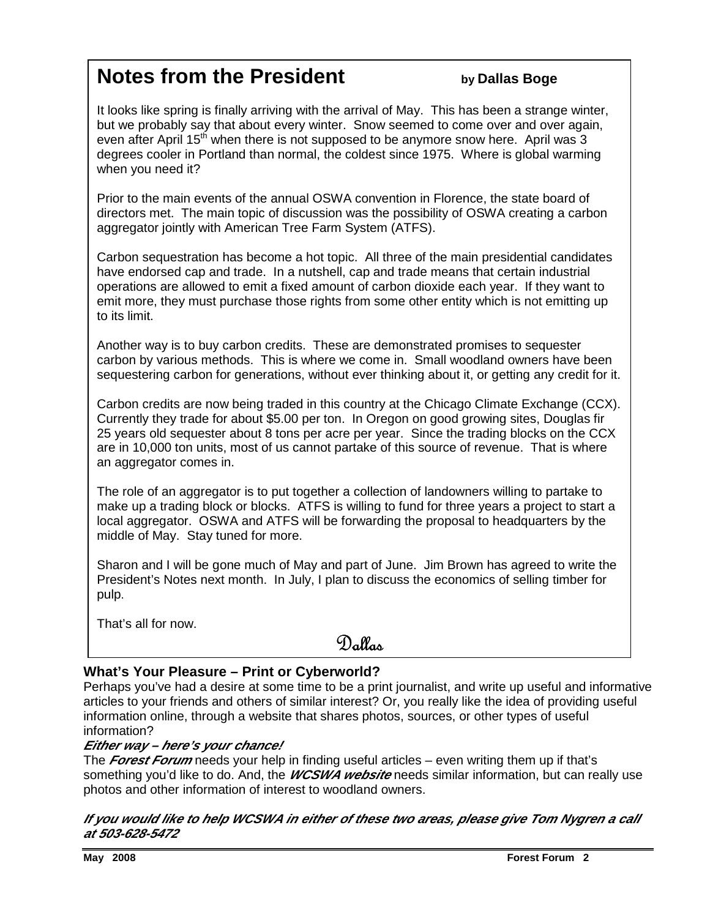# Notes from the President

**by Dallas Boge**

It looks like spring is finally arriving with the arrival of May. This has been a strange winter, but we probably say that about every winter. Snow seemed to come over and over again, even after April 15th when there is not supposed to be anymore snow here. April was 3 degrees cooler in Portland than normal, the coldest since 1975. Where is global warming when you need it?

Prior to the main events of the annual OSWA convention in Florence, the state board of directors met. The main topic of discussion was the possibility of OSWA creating a carbon aggregator jointly with American Tree Farm System (ATFS).

Carbon sequestration has become a hot topic. All three of the main presidential candidates have endorsed cap and trade. In a nutshell, cap and trade means that certain industrial operations are allowed to emit a fixed amount of carbon dioxide each year. If they want to emit more, they must purchase those rights from some other entity which is not emitting up to its limit.

Another way is to buy carbon credits. These are demonstrated promises to sequester carbon by various methods. This is where we come in. Small woodland owners have been sequestering carbon for generations, without ever thinking about it, or getting any credit for it.

Carbon credits are now being traded in this country at the Chicago Climate Exchange (CCX). Currently they trade for about $5.00 per ton. In Oregon on good growing sites, Douglas fir 25 years old sequester about 8 tons per acre per year. Since the trading blocks on the CCX are in 10,000 ton units, most of us cannot partake of this source of revenue. That is where an aggregator comes in.

The role of an aggregator is to put together a collection of landowners willing to partake to make up a trading block or blocks. ATFS is willing to fund for three years a project to start a local aggregator. OSWA and ATFS will be forwarding the proposal to headquarters by the middle of May. Stay tuned for more.

Sharon and I will be gone much of May and part of June. Jim Brown has agreed to write the President's Notes next month. In July, I plan to discuss the economics of selling timber for pulp.

That's all for now.

Dallas

## What's Your Pleasure – Print or Cyberworld?

Perhaps you've had a desire at some time to be a print journalist, and write up useful and informative articles to your friends and others of similar interest? Or, you really like the idea of providing useful information online, through a website that shares photos, sources, or other types of useful information?

***Either way – here's your chance!***

The ***Forest Forum*** needs your help in finding useful articles – even writing them up if that's something you'd like to do. And, the ***WCSWA website*** needs similar information, but can really use photos and other information of interest to woodland owners.

***If you would like to help WCSWA in either of these two areas, please give Tom Nygren a call at 503-628-5472***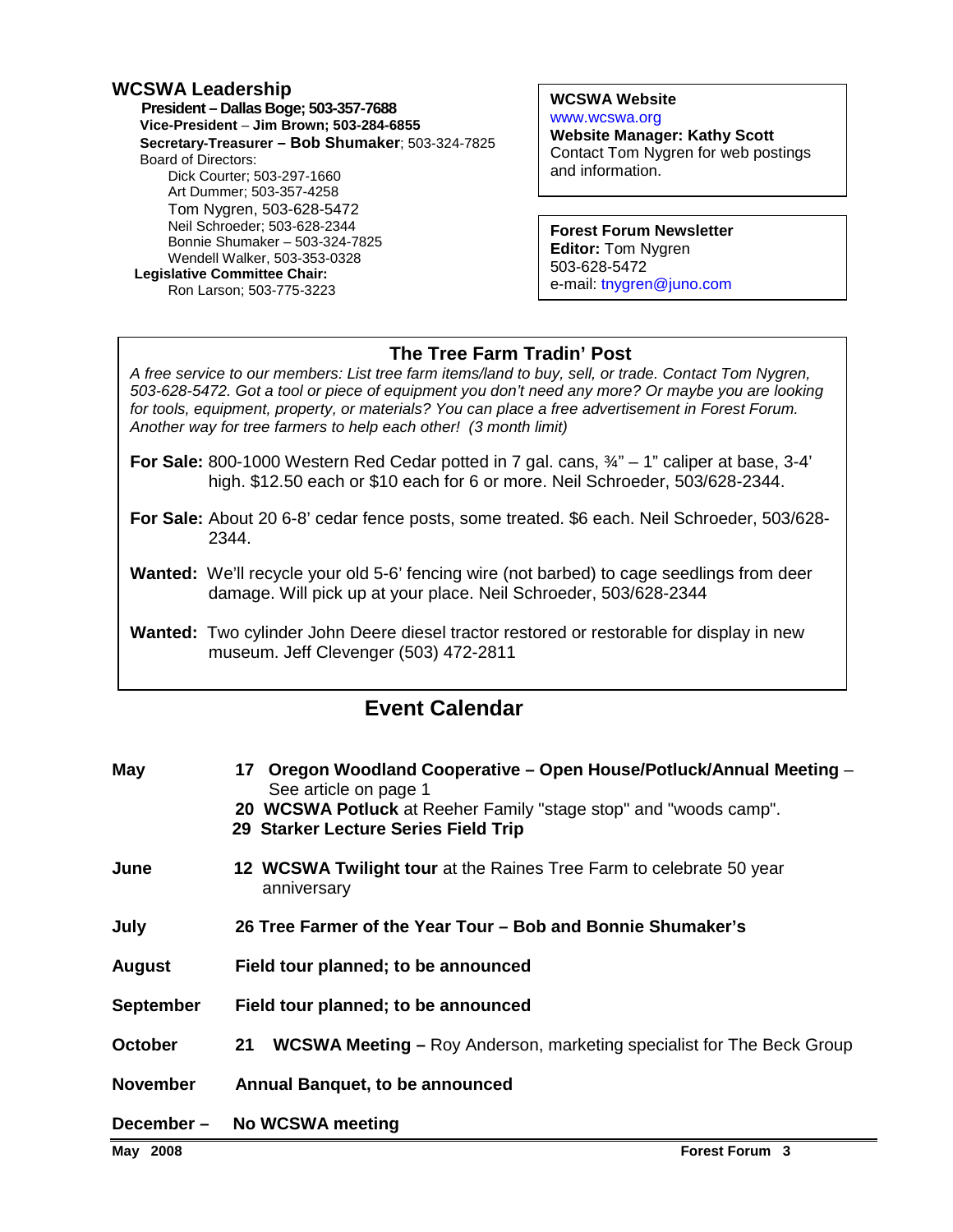## WCSWA Leadership

**President – Dallas Boge; 503-357-7688**
**Vice-President – Jim Brown; 503-284-6855**
**Secretary-Treasurer – Bob Shumaker**; 503-324-7825
Board of Directors:
- Dick Courter; 503-297-1660
- Art Dummer; 503-357-4258
- Tom Nygren, 503-628-5472
- Neil Schroeder; 503-628-2344
- Bonnie Shumaker – 503-324-7825
- Wendell Walker, 503-353-0328

**Legislative Committee Chair:**
Ron Larson; 503-775-3223

**WCSWA Website**
www.wcswa.org
**Website Manager: Kathy Scott**
Contact Tom Nygren for web postings and information.

**Forest Forum Newsletter**
**Editor:** Tom Nygren
503-628-5472
e-mail: tnygren@juno.com

### The Tree Farm Tradin' Post

*A free service to our members: List tree farm items/land to buy, sell, or trade. Contact Tom Nygren, 503-628-5472. Got a tool or piece of equipment you don't need any more? Or maybe you are looking for tools, equipment, property, or materials? You can place a free advertisement in Forest Forum. Another way for tree farmers to help each other! (3 month limit)*

**For Sale:** 800-1000 Western Red Cedar potted in 7 gal. cans, ¾" – 1" caliper at base, 3-4' high. $12.50 each or $10 each for 6 or more. Neil Schroeder, 503/628-2344.

**For Sale:** About 20 6-8' cedar fence posts, some treated. $6 each. Neil Schroeder, 503/628-2344.

**Wanted:** We'll recycle your old 5-6' fencing wire (not barbed) to cage seedlings from deer damage. Will pick up at your place. Neil Schroeder, 503/628-2344

**Wanted:** Two cylinder John Deere diesel tractor restored or restorable for display in new museum. Jeff Clevenger (503) 472-2811

## Event Calendar

| | |
|---|---|
| **May** | **17 Oregon Woodland Cooperative – Open House/Potluck/Annual Meeting** – See article on page 1<br>**20 WCSWA Potluck** at Reeher Family "stage stop" and "woods camp".<br>**29 Starker Lecture Series Field Trip** |
| **June** | **12 WCSWA Twilight tour** at the Raines Tree Farm to celebrate 50 year anniversary |
| **July** | **26 Tree Farmer of the Year Tour – Bob and Bonnie Shumaker's** |
| **August** | **Field tour planned; to be announced** |
| **September** | **Field tour planned; to be announced** |
| **October** | **21 WCSWA Meeting –** Roy Anderson, marketing specialist for The Beck Group |
| **November** | **Annual Banquet, to be announced** |
| **December –** | **No WCSWA meeting** |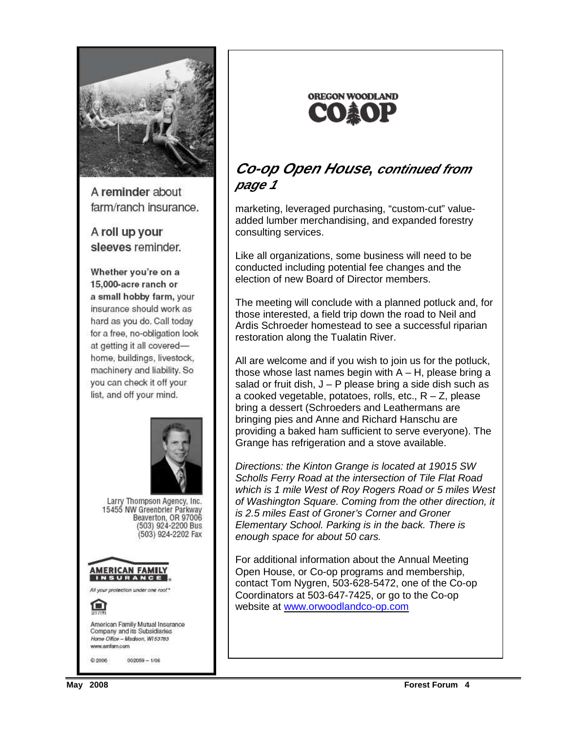A **reminder** about farm/ranch insurance.

A **roll up your sleeves** reminder.

**Whether you're on a 15,000-acre ranch or a small hobby farm,** your insurance should work as hard as you do. Call today for a free, no-obligation look at getting it all covered—home, buildings, livestock, machinery and liability. So you can check it off your list, and off your mind.

Larry Thompson Agency, Inc.
15455 NW Greenbrier Parkway
Beaverton, OR 97006
(503) 924-2200 Bus
(503) 924-2202 Fax

**AMERICAN FAMILY INSURANCE**

*All your protection under one roof®*

American Family Mutual Insurance Company and its Subsidiaries
*Home Office – Madison, WI 53783*
www.amfam.com

© 2006 002059 – 1/06

---

**OREGON WOODLAND CO-OP**

## *Co-op Open House, continued from page 1*

marketing, leveraged purchasing, "custom-cut" value-added lumber merchandising, and expanded forestry consulting services.

Like all organizations, some business will need to be conducted including potential fee changes and the election of new Board of Director members.

The meeting will conclude with a planned potluck and, for those interested, a field trip down the road to Neil and Ardis Schroeder homestead to see a successful riparian restoration along the Tualatin River.

All are welcome and if you wish to join us for the potluck, those whose last names begin with A – H, please bring a salad or fruit dish, J – P please bring a side dish such as a cooked vegetable, potatoes, rolls, etc., R – Z, please bring a dessert (Schroeders and Leathermans are bringing pies and Anne and Richard Hanschu are providing a baked ham sufficient to serve everyone). The Grange has refrigeration and a stove available.

*Directions: the Kinton Grange is located at 19015 SW Scholls Ferry Road at the intersection of Tile Flat Road which is 1 mile West of Roy Rogers Road or 5 miles West of Washington Square. Coming from the other direction, it is 2.5 miles East of Groner's Corner and Groner Elementary School. Parking is in the back. There is enough space for about 50 cars.*

For additional information about the Annual Meeting Open House, or Co-op programs and membership, contact Tom Nygren, 503-628-5472, one of the Co-op Coordinators at 503-647-7425, or go to the Co-op website at [www.orwoodlandco-op.com](http://www.orwoodlandco-op.com)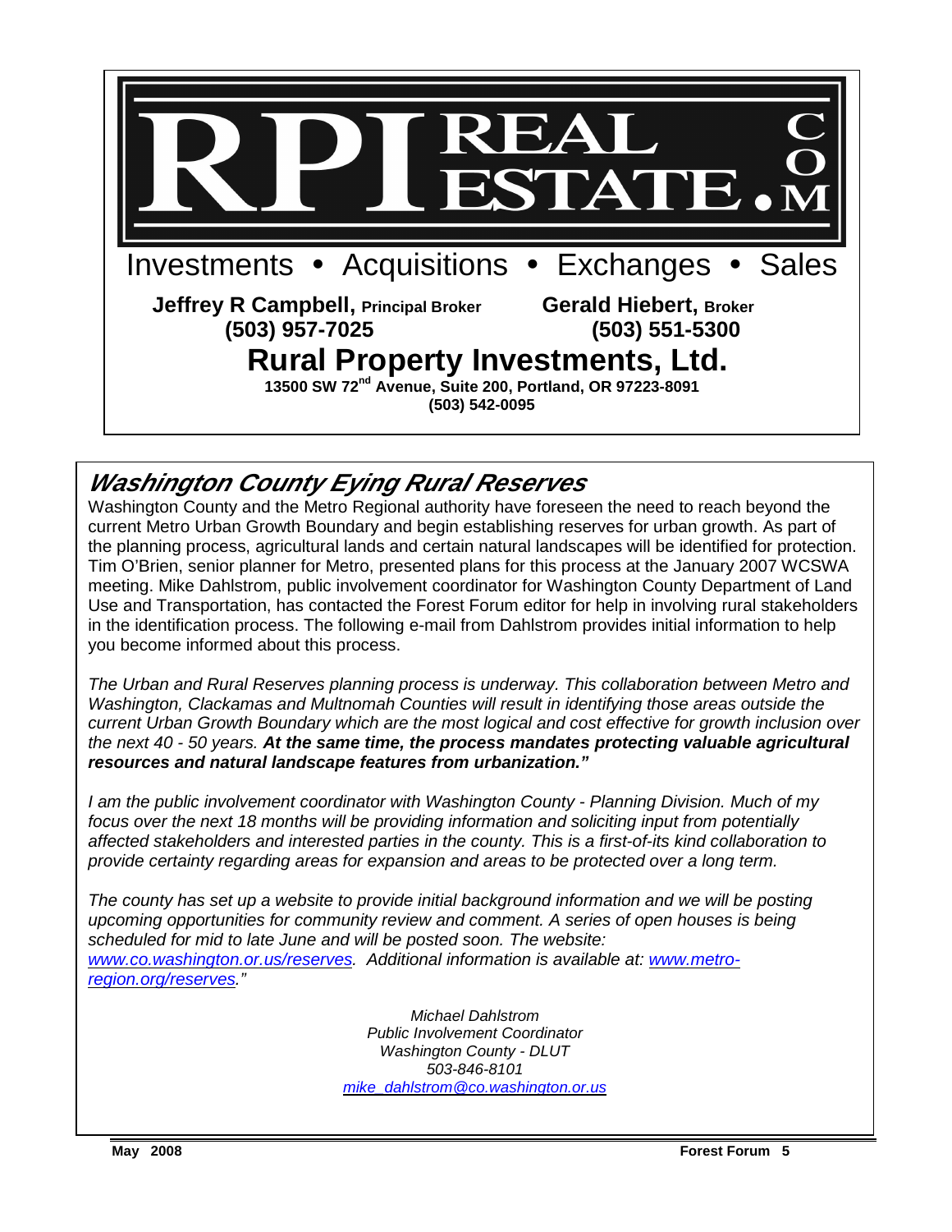# RPI REAL ESTATE.COM

Investments • Acquisitions • Exchanges • Sales

**Jeffrey R Campbell, Principal Broker**
**(503) 957-7025**

**Gerald Hiebert, Broker**
**(503) 551-5300**

## Rural Property Investments, Ltd.

**13500 SW 72nd Avenue, Suite 200, Portland, OR 97223-8091**
**(503) 542-0095**

## *Washington County Eying Rural Reserves*

Washington County and the Metro Regional authority have foreseen the need to reach beyond the current Metro Urban Growth Boundary and begin establishing reserves for urban growth. As part of the planning process, agricultural lands and certain natural landscapes will be identified for protection. Tim O'Brien, senior planner for Metro, presented plans for this process at the January 2007 WCSWA meeting. Mike Dahlstrom, public involvement coordinator for Washington County Department of Land Use and Transportation, has contacted the Forest Forum editor for help in involving rural stakeholders in the identification process. The following e-mail from Dahlstrom provides initial information to help you become informed about this process.

*The Urban and Rural Reserves planning process is underway. This collaboration between Metro and Washington, Clackamas and Multnomah Counties will result in identifying those areas outside the current Urban Growth Boundary which are the most logical and cost effective for growth inclusion over the next 40 - 50 years.* ***At the same time, the process mandates protecting valuable agricultural resources and natural landscape features from urbanization."***

*I am the public involvement coordinator with Washington County - Planning Division. Much of my focus over the next 18 months will be providing information and soliciting input from potentially affected stakeholders and interested parties in the county. This is a first-of-its kind collaboration to provide certainty regarding areas for expansion and areas to be protected over a long term.*

*The county has set up a website to provide initial background information and we will be posting upcoming opportunities for community review and comment. A series of open houses is being scheduled for mid to late June and will be posted soon. The website: www.co.washington.or.us/reserves. Additional information is available at: www.metro-region.org/reserves."*

*Michael Dahlstrom*
*Public Involvement Coordinator*
*Washington County - DLUT*
*503-846-8101*
*mike_dahlstrom@co.washington.or.us*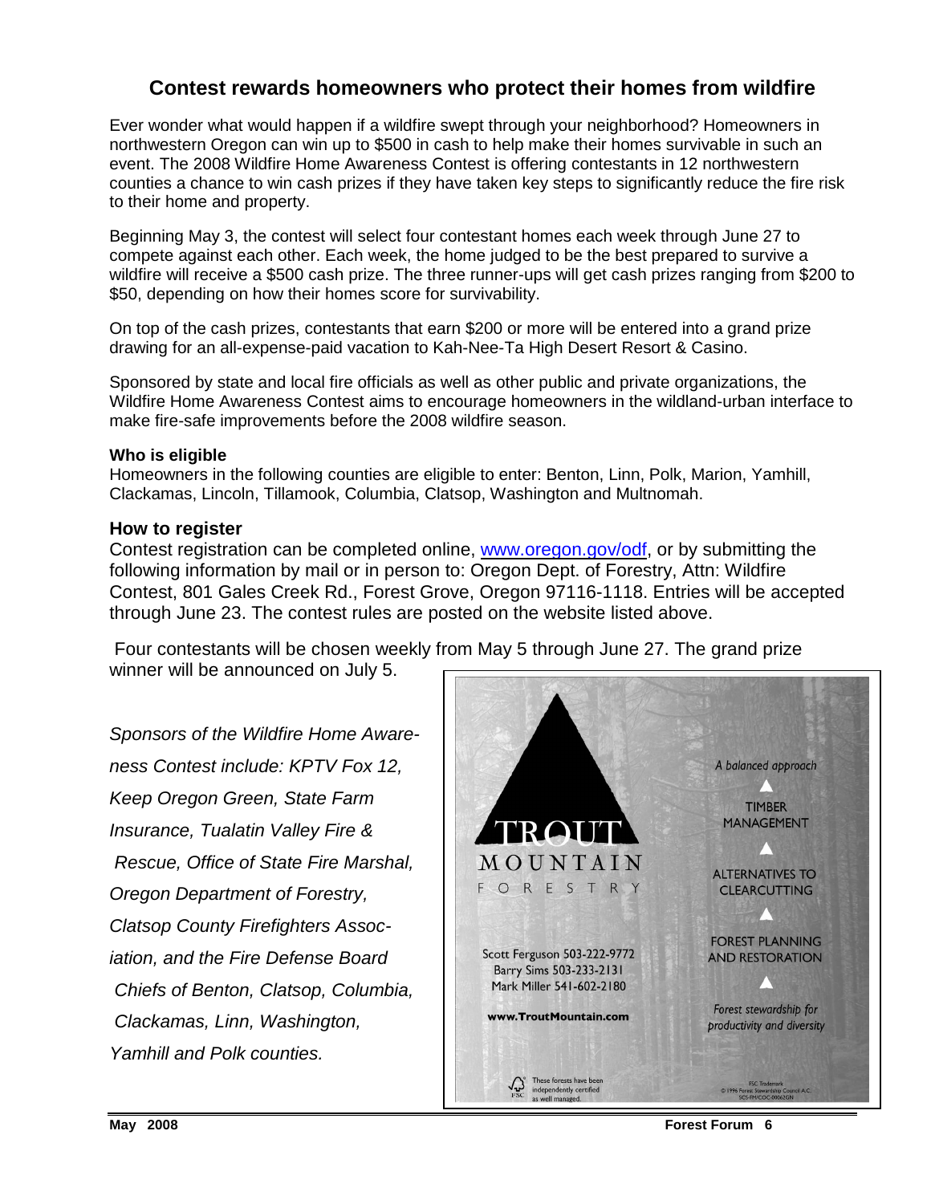## Contest rewards homeowners who protect their homes from wildfire

Ever wonder what would happen if a wildfire swept through your neighborhood? Homeowners in northwestern Oregon can win up to $500 in cash to help make their homes survivable in such an event. The 2008 Wildfire Home Awareness Contest is offering contestants in 12 northwestern counties a chance to win cash prizes if they have taken key steps to significantly reduce the fire risk to their home and property.

Beginning May 3, the contest will select four contestant homes each week through June 27 to compete against each other. Each week, the home judged to be the best prepared to survive a wildfire will receive a $500 cash prize. The three runner-ups will get cash prizes ranging from $200 to $50, depending on how their homes score for survivability.

On top of the cash prizes, contestants that earn $200 or more will be entered into a grand prize drawing for an all-expense-paid vacation to Kah-Nee-Ta High Desert Resort & Casino.

Sponsored by state and local fire officials as well as other public and private organizations, the Wildfire Home Awareness Contest aims to encourage homeowners in the wildland-urban interface to make fire-safe improvements before the 2008 wildfire season.

**Who is eligible**

Homeowners in the following counties are eligible to enter: Benton, Linn, Polk, Marion, Yamhill, Clackamas, Lincoln, Tillamook, Columbia, Clatsop, Washington and Multnomah.

**How to register**

Contest registration can be completed online, www.oregon.gov/odf, or by submitting the following information by mail or in person to: Oregon Dept. of Forestry, Attn: Wildfire Contest, 801 Gales Creek Rd., Forest Grove, Oregon 97116-1118. Entries will be accepted through June 23. The contest rules are posted on the website listed above.

Four contestants will be chosen weekly from May 5 through June 27. The grand prize winner will be announced on July 5.

*Sponsors of the Wildfire Home Awareness Contest include: KPTV Fox 12, Keep Oregon Green, State Farm Insurance, Tualatin Valley Fire & Rescue, Office of State Fire Marshal, Oregon Department of Forestry, Clatsop County Firefighters Association, and the Fire Defense Board Chiefs of Benton, Clatsop, Columbia, Clackamas, Linn, Washington, Yamhill and Polk counties.*

TROUT MOUNTAIN FORESTRY

Scott Ferguson 503-222-9772
Barry Sims 503-233-2131
Mark Miller 541-602-2180

www.TroutMountain.com

*A balanced approach*

TIMBER MANAGEMENT

ALTERNATIVES TO CLEARCUTTING

FOREST PLANNING AND RESTORATION

*Forest stewardship for productivity and diversity*

These forests have been independently certified as well managed.

FSC Trademark © 1996 Forest Stewardship Council A.C. SCS-FM/COC-00062GN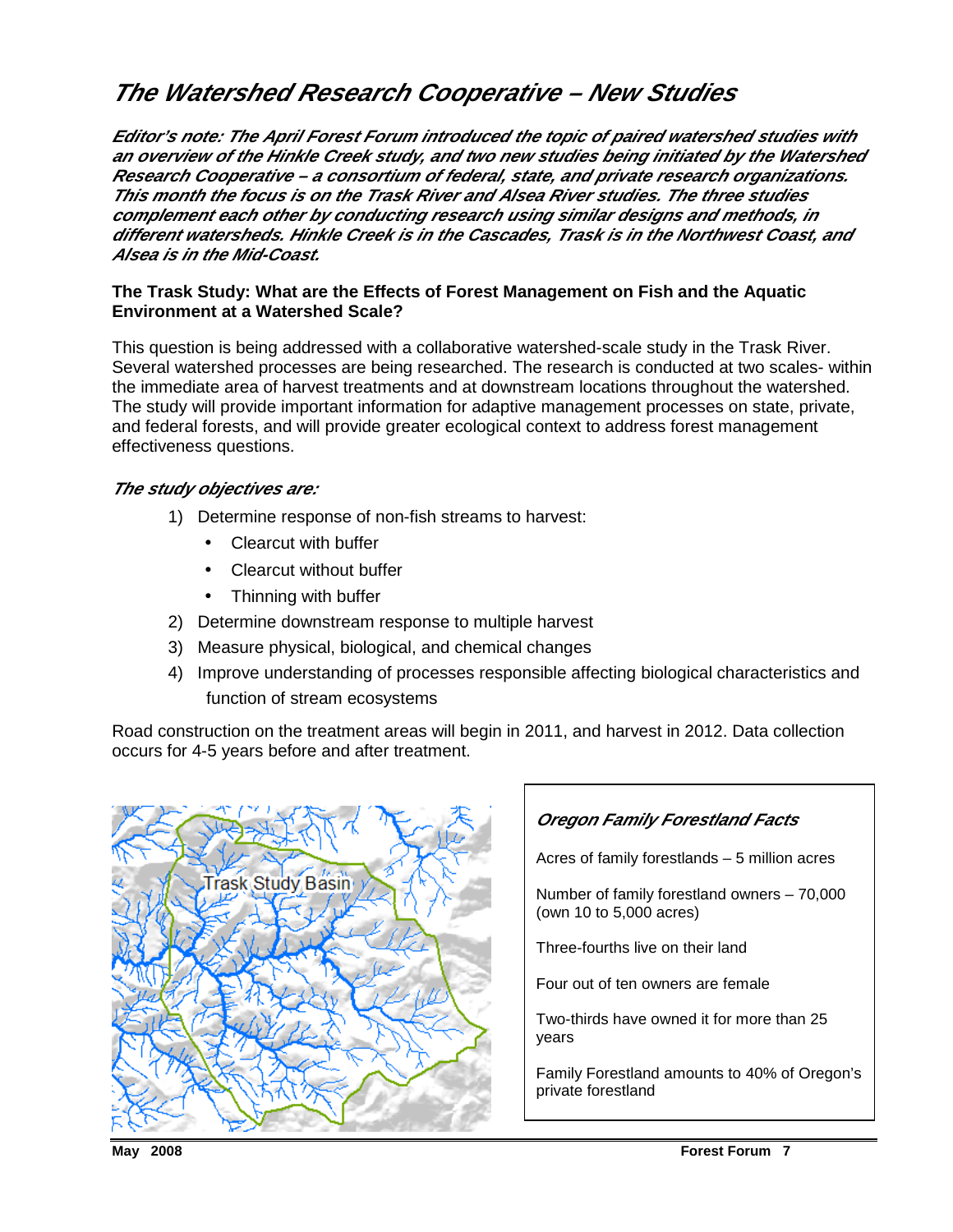# The Watershed Research Cooperative – New Studies

***Editor's note: The April Forest Forum introduced the topic of paired watershed studies with an overview of the Hinkle Creek study, and two new studies being initiated by the Watershed Research Cooperative – a consortium of federal, state, and private research organizations. This month the focus is on the Trask River and Alsea River studies. The three studies complement each other by conducting research using similar designs and methods, in different watersheds. Hinkle Creek is in the Cascades, Trask is in the Northwest Coast, and Alsea is in the Mid-Coast.***

**The Trask Study: What are the Effects of Forest Management on Fish and the Aquatic Environment at a Watershed Scale?**

This question is being addressed with a collaborative watershed-scale study in the Trask River. Several watershed processes are being researched. The research is conducted at two scales- within the immediate area of harvest treatments and at downstream locations throughout the watershed. The study will provide important information for adaptive management processes on state, private, and federal forests, and will provide greater ecological context to address forest management effectiveness questions.

***The study objectives are:***

1) Determine response of non-fish streams to harvest:
   - Clearcut with buffer
   - Clearcut without buffer
   - Thinning with buffer
2) Determine downstream response to multiple harvest
3) Measure physical, biological, and chemical changes
4) Improve understanding of processes responsible affecting biological characteristics and function of stream ecosystems

Road construction on the treatment areas will begin in 2011, and harvest in 2012. Data collection occurs for 4-5 years before and after treatment.

Trask Study Basin

***Oregon Family Forestland Facts***

Acres of family forestlands – 5 million acres

Number of family forestland owners – 70,000 (own 10 to 5,000 acres)

Three-fourths live on their land

Four out of ten owners are female

Two-thirds have owned it for more than 25 years

Family Forestland amounts to 40% of Oregon's private forestland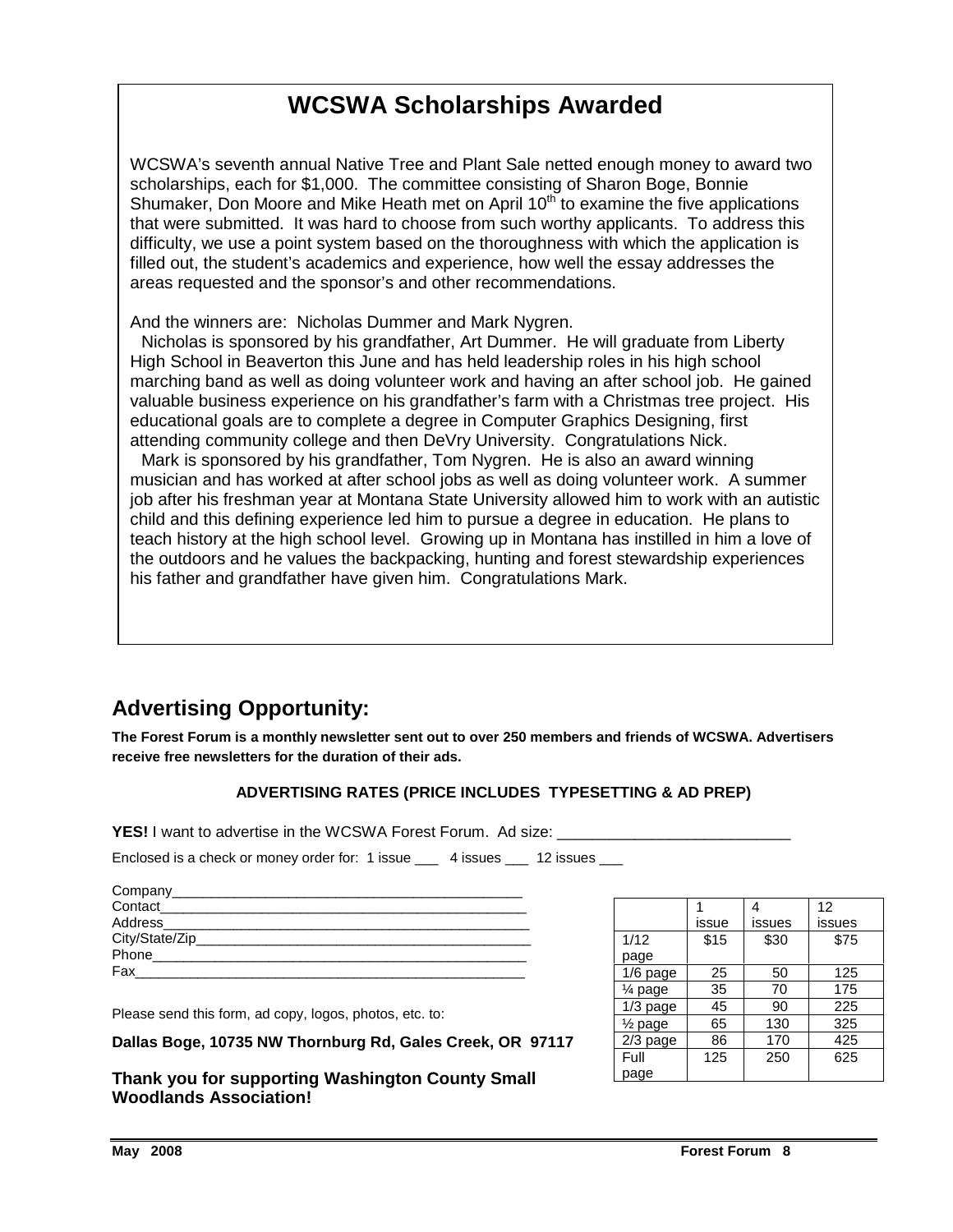# WCSWA Scholarships Awarded

WCSWA's seventh annual Native Tree and Plant Sale netted enough money to award two scholarships, each for $1,000. The committee consisting of Sharon Boge, Bonnie Shumaker, Don Moore and Mike Heath met on April 10th to examine the five applications that were submitted. It was hard to choose from such worthy applicants. To address this difficulty, we use a point system based on the thoroughness with which the application is filled out, the student's academics and experience, how well the essay addresses the areas requested and the sponsor's and other recommendations.

And the winners are: Nicholas Dummer and Mark Nygren.

Nicholas is sponsored by his grandfather, Art Dummer. He will graduate from Liberty High School in Beaverton this June and has held leadership roles in his high school marching band as well as doing volunteer work and having an after school job. He gained valuable business experience on his grandfather's farm with a Christmas tree project. His educational goals are to complete a degree in Computer Graphics Designing, first attending community college and then DeVry University. Congratulations Nick.

Mark is sponsored by his grandfather, Tom Nygren. He is also an award winning musician and has worked at after school jobs as well as doing volunteer work. A summer job after his freshman year at Montana State University allowed him to work with an autistic child and this defining experience led him to pursue a degree in education. He plans to teach history at the high school level. Growing up in Montana has instilled in him a love of the outdoors and he values the backpacking, hunting and forest stewardship experiences his father and grandfather have given him. Congratulations Mark.

## Advertising Opportunity:

**The Forest Forum is a monthly newsletter sent out to over 250 members and friends of WCSWA. Advertisers receive free newsletters for the duration of their ads.**

**ADVERTISING RATES (PRICE INCLUDES TYPESETTING & AD PREP)**

**YES!** I want to advertise in the WCSWA Forest Forum. Ad size: ___________________________

Enclosed is a check or money order for: 1 issue ___ 4 issues ___ 12 issues ___

Company_____________________________________________
Contact______________________________________________
Address______________________________________________
City/State/Zip_________________________________________
Phone_______________________________________________
Fax_________________________________________________

| | 1 issue | 4 issues | 12 issues |
|---|---|---|---|
| 1/12 page | $15 | $30 | $75 |
| 1/6 page | 25 | 50 | 125 |
| ¼ page | 35 | 70 | 175 |
| 1/3 page | 45 | 90 | 225 |
| ½ page | 65 | 130 | 325 |
| 2/3 page | 86 | 170 | 425 |
| Full page | 125 | 250 | 625 |

Please send this form, ad copy, logos, photos, etc. to:

**Dallas Boge, 10735 NW Thornburg Rd, Gales Creek, OR 97117**

**Thank you for supporting Washington County Small Woodlands Association!**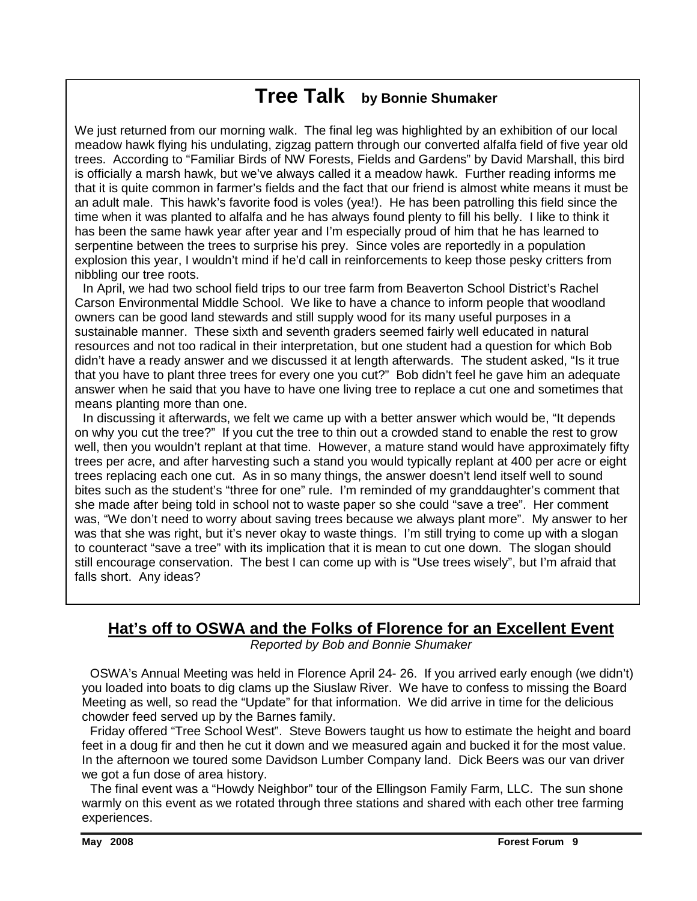# Tree Talk by Bonnie Shumaker

We just returned from our morning walk. The final leg was highlighted by an exhibition of our local meadow hawk flying his undulating, zigzag pattern through our converted alfalfa field of five year old trees. According to "Familiar Birds of NW Forests, Fields and Gardens" by David Marshall, this bird is officially a marsh hawk, but we've always called it a meadow hawk. Further reading informs me that it is quite common in farmer's fields and the fact that our friend is almost white means it must be an adult male. This hawk's favorite food is voles (yea!). He has been patrolling this field since the time when it was planted to alfalfa and he has always found plenty to fill his belly. I like to think it has been the same hawk year after year and I'm especially proud of him that he has learned to serpentine between the trees to surprise his prey. Since voles are reportedly in a population explosion this year, I wouldn't mind if he'd call in reinforcements to keep those pesky critters from nibbling our tree roots.

In April, we had two school field trips to our tree farm from Beaverton School District's Rachel Carson Environmental Middle School. We like to have a chance to inform people that woodland owners can be good land stewards and still supply wood for its many useful purposes in a sustainable manner. These sixth and seventh graders seemed fairly well educated in natural resources and not too radical in their interpretation, but one student had a question for which Bob didn't have a ready answer and we discussed it at length afterwards. The student asked, "Is it true that you have to plant three trees for every one you cut?" Bob didn't feel he gave him an adequate answer when he said that you have to have one living tree to replace a cut one and sometimes that means planting more than one.

In discussing it afterwards, we felt we came up with a better answer which would be, "It depends on why you cut the tree?" If you cut the tree to thin out a crowded stand to enable the rest to grow well, then you wouldn't replant at that time. However, a mature stand would have approximately fifty trees per acre, and after harvesting such a stand you would typically replant at 400 per acre or eight trees replacing each one cut. As in so many things, the answer doesn't lend itself well to sound bites such as the student's "three for one" rule. I'm reminded of my granddaughter's comment that she made after being told in school not to waste paper so she could "save a tree". Her comment was, "We don't need to worry about saving trees because we always plant more". My answer to her was that she was right, but it's never okay to waste things. I'm still trying to come up with a slogan to counteract "save a tree" with its implication that it is mean to cut one down. The slogan should still encourage conservation. The best I can come up with is "Use trees wisely", but I'm afraid that falls short. Any ideas?

## Hat's off to OSWA and the Folks of Florence for an Excellent Event

*Reported by Bob and Bonnie Shumaker*

OSWA's Annual Meeting was held in Florence April 24- 26. If you arrived early enough (we didn't) you loaded into boats to dig clams up the Siuslaw River. We have to confess to missing the Board Meeting as well, so read the "Update" for that information. We did arrive in time for the delicious chowder feed served up by the Barnes family.

Friday offered "Tree School West". Steve Bowers taught us how to estimate the height and board feet in a doug fir and then he cut it down and we measured again and bucked it for the most value. In the afternoon we toured some Davidson Lumber Company land. Dick Beers was our van driver we got a fun dose of area history.

The final event was a "Howdy Neighbor" tour of the Ellingson Family Farm, LLC. The sun shone warmly on this event as we rotated through three stations and shared with each other tree farming experiences.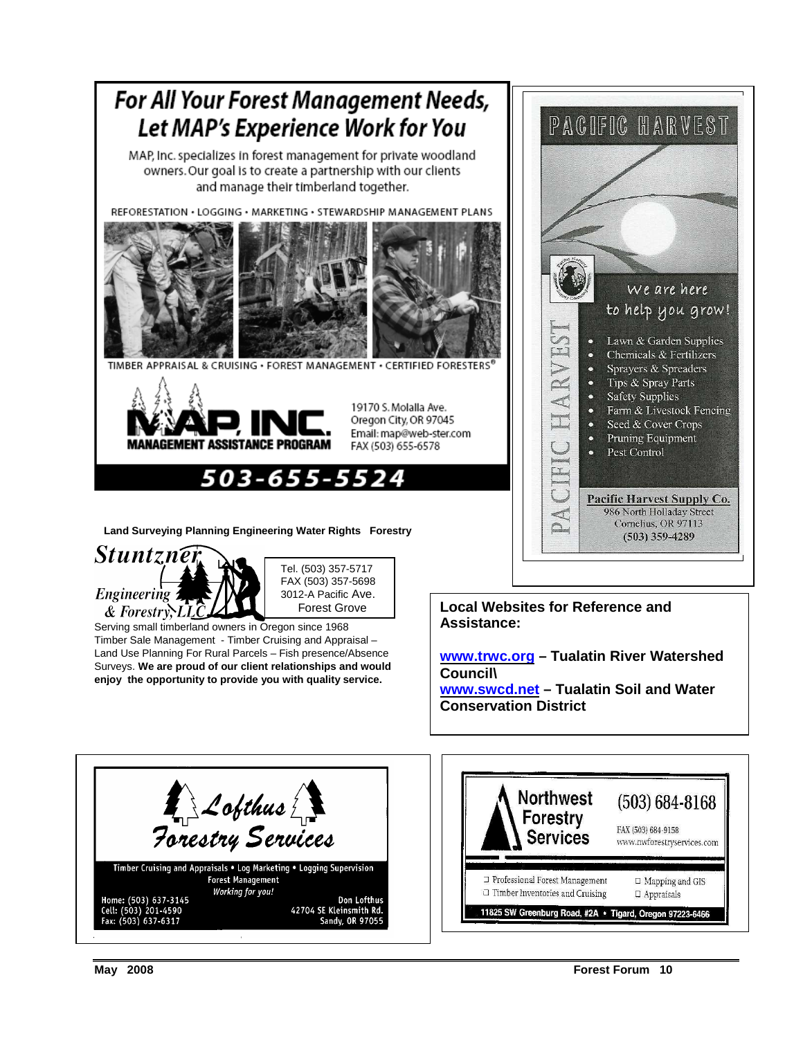## For All Your Forest Management Needs, Let MAP's Experience Work for You

MAP, Inc. specializes in forest management for private woodland owners. Our goal is to create a partnership with our clients and manage their timberland together.

REFORESTATION • LOGGING • MARKETING • STEWARDSHIP MANAGEMENT PLANS

TIMBER APPRAISAL & CRUISING • FOREST MANAGEMENT • CERTIFIED FORESTERS®

MAP, INC.
MANAGEMENT ASSISTANCE PROGRAM

19170 S. Molalla Ave.
Oregon City, OR 97045
Email: map@web-ster.com
FAX (503) 655-6578

**503-655-5524**

---

## PACIFIC HARVEST

We are here to help you grow!

- Lawn & Garden Supplies
- Chemicals & Fertilizers
- Sprayers & Spreaders
- Tips & Spray Parts
- Safety Supplies
- Farm & Livestock Fencing
- Seed & Cover Crops
- Pruning Equipment
- Pest Control

**Pacific Harvest Supply Co.**
986 North Holladay Street
Cornelius, OR 97113
(503) 359-4289

---

**Land Surveying Planning Engineering Water Rights Forestry**

**Stuntzner Engineering & Forestry, LLC**

Tel. (503) 357-5717
FAX (503) 357-5698
3012-A Pacific Ave.
Forest Grove

Serving small timberland owners in Oregon since 1968
Timber Sale Management - Timber Cruising and Appraisal – Land Use Planning For Rural Parcels – Fish presence/Absence Surveys. **We are proud of our client relationships and would enjoy the opportunity to provide you with quality service.**

---

**Local Websites for Reference and Assistance:**

**www.trwc.org – Tualatin River Watershed Council\**
**www.swcd.net – Tualatin Soil and Water Conservation District**

---

## Lofthus Forestry Services

Timber Cruising and Appraisals • Log Marketing • Logging Supervision
Forest Management
*Working for you!*

Home: (503) 637-3145
Cell: (503) 201-4590
Fax: (503) 637-6317

Don Lofthus
42704 SE Kleinsmith Rd.
Sandy, OR 97055

---

## Northwest Forestry Services

(503) 684-8168
FAX (503) 684-9158
www.nwforestryservices.com

- Professional Forest Management
- Timber Inventories and Cruising
- Mapping and GIS
- Appraisals

**11825 SW Greenburg Road, #2A • Tigard, Oregon 97223-6466**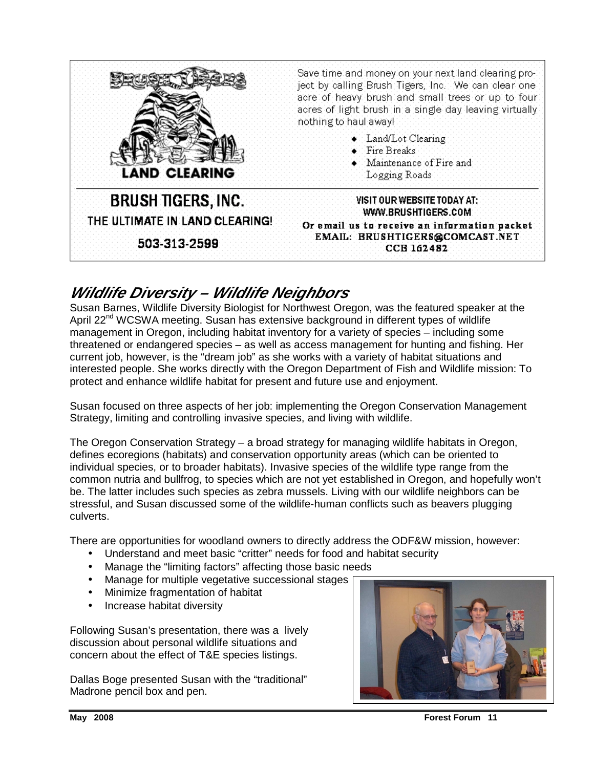BRUSH TIGERS

LAND CLEARING

Save time and money on your next land clearing project by calling Brush Tigers, Inc. We can clear one acre of heavy brush and small trees or up to four acres of light brush in a single day leaving virtually nothing to haul away!

- Land/Lot Clearing
- Fire Breaks
- Maintenance of Fire and Logging Roads

**BRUSH TIGERS, INC.**

**THE ULTIMATE IN LAND CLEARING!**

**503-313-2599**

**VISIT OUR WEBSITE TODAY AT: WWW.BRUSHTIGERS.COM**

**Or email us to receive an information packet**

**EMAIL: BRUSHTIGERS@COMCAST.NET**

**CCB 162482**

## *Wildlife Diversity – Wildlife Neighbors*

Susan Barnes, Wildlife Diversity Biologist for Northwest Oregon, was the featured speaker at the April 22nd WCSWA meeting. Susan has extensive background in different types of wildlife management in Oregon, including habitat inventory for a variety of species – including some threatened or endangered species – as well as access management for hunting and fishing. Her current job, however, is the "dream job" as she works with a variety of habitat situations and interested people. She works directly with the Oregon Department of Fish and Wildlife mission: To protect and enhance wildlife habitat for present and future use and enjoyment.

Susan focused on three aspects of her job: implementing the Oregon Conservation Management Strategy, limiting and controlling invasive species, and living with wildlife.

The Oregon Conservation Strategy – a broad strategy for managing wildlife habitats in Oregon, defines ecoregions (habitats) and conservation opportunity areas (which can be oriented to individual species, or to broader habitats). Invasive species of the wildlife type range from the common nutria and bullfrog, to species which are not yet established in Oregon, and hopefully won't be. The latter includes such species as zebra mussels. Living with our wildlife neighbors can be stressful, and Susan discussed some of the wildlife-human conflicts such as beavers plugging culverts.

There are opportunities for woodland owners to directly address the ODF&W mission, however:

- Understand and meet basic "critter" needs for food and habitat security
- Manage the "limiting factors" affecting those basic needs
- Manage for multiple vegetative successional stages
- Minimize fragmentation of habitat
- Increase habitat diversity

Following Susan's presentation, there was a lively discussion about personal wildlife situations and concern about the effect of T&E species listings.

Dallas Boge presented Susan with the "traditional" Madrone pencil box and pen.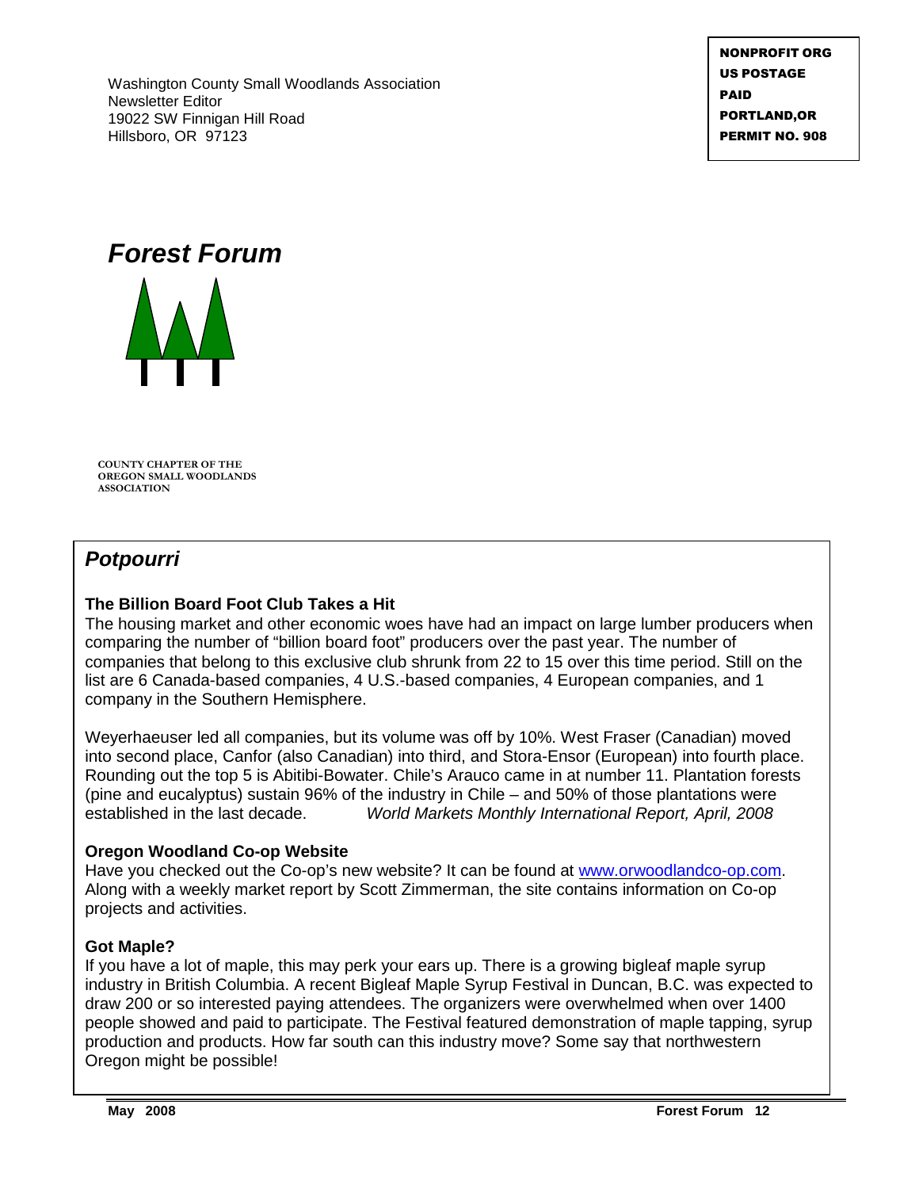Washington County Small Woodlands Association
Newsletter Editor
19022 SW Finnigan Hill Road
Hillsboro, OR 97123

NONPROFIT ORG
US POSTAGE
PAID
PORTLAND,OR
PERMIT NO. 908

# *Forest Forum*

COUNTY CHAPTER OF THE OREGON SMALL WOODLANDS ASSOCIATION

## *Potpourri*

### The Billion Board Foot Club Takes a Hit

The housing market and other economic woes have had an impact on large lumber producers when comparing the number of "billion board foot" producers over the past year. The number of companies that belong to this exclusive club shrunk from 22 to 15 over this time period. Still on the list are 6 Canada-based companies, 4 U.S.-based companies, 4 European companies, and 1 company in the Southern Hemisphere.

Weyerhaeuser led all companies, but its volume was off by 10%. West Fraser (Canadian) moved into second place, Canfor (also Canadian) into third, and Stora-Ensor (European) into fourth place. Rounding out the top 5 is Abitibi-Bowater. Chile's Arauco came in at number 11. Plantation forests (pine and eucalyptus) sustain 96% of the industry in Chile – and 50% of those plantations were established in the last decade. *World Markets Monthly International Report, April, 2008*

### Oregon Woodland Co-op Website

Have you checked out the Co-op's new website? It can be found at www.orwoodlandco-op.com. Along with a weekly market report by Scott Zimmerman, the site contains information on Co-op projects and activities.

### Got Maple?

If you have a lot of maple, this may perk your ears up. There is a growing bigleaf maple syrup industry in British Columbia. A recent Bigleaf Maple Syrup Festival in Duncan, B.C. was expected to draw 200 or so interested paying attendees. The organizers were overwhelmed when over 1400 people showed and paid to participate. The Festival featured demonstration of maple tapping, syrup production and products. How far south can this industry move? Some say that northwestern Oregon might be possible!